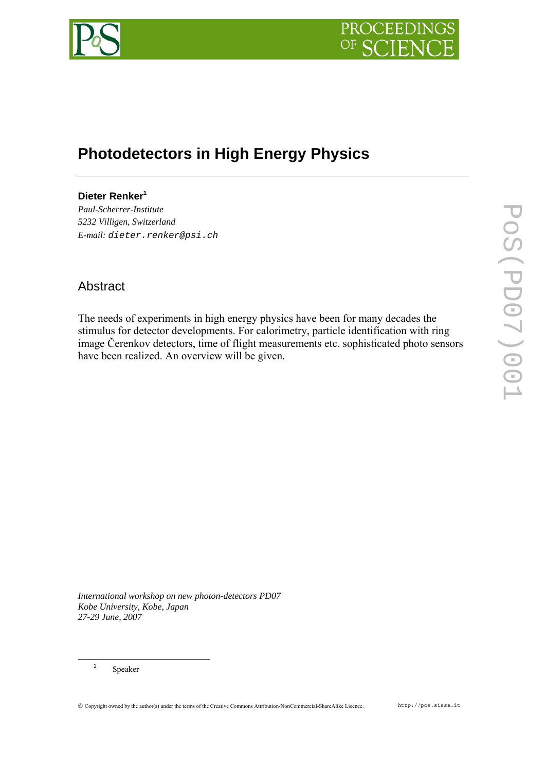# Photodetectors in High Energy Physics

**Dieter Renker**[1]

*Paul-Scherrer-Institute*
*5232 Villigen, Switzerland*
*E-mail:* dieter.renker@psi.ch

## Abstract

The needs of experiments in high energy physics have been for many decades the stimulus for detector developments. For calorimetry, particle identification with ring image Čerenkov detectors, time of flight measurements etc. sophisticated photo sensors have been realized. An overview will be given.

*International workshop on new photon-detectors PD07*
*Kobe University, Kobe, Japan*
*27-29 June, 2007*

[1] Speaker

© Copyright owned by the author(s) under the terms of the Creative Commons Attribution-NonCommercial-ShareAlike Licence.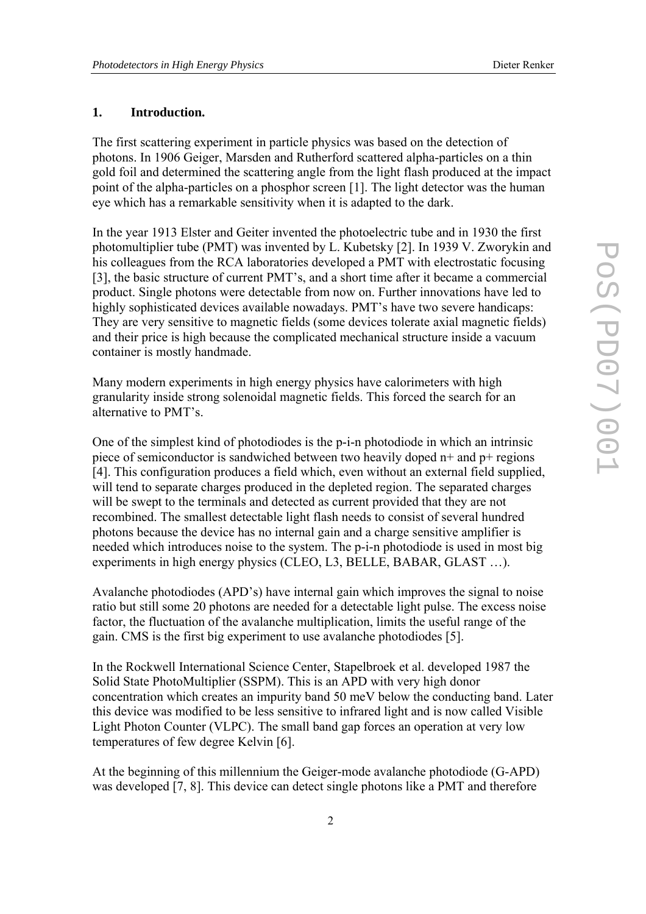## 1. Introduction.

The first scattering experiment in particle physics was based on the detection of photons. In 1906 Geiger, Marsden and Rutherford scattered alpha-particles on a thin gold foil and determined the scattering angle from the light flash produced at the impact point of the alpha-particles on a phosphor screen [1]. The light detector was the human eye which has a remarkable sensitivity when it is adapted to the dark.

In the year 1913 Elster and Geiter invented the photoelectric tube and in 1930 the first photomultiplier tube (PMT) was invented by L. Kubetsky [2]. In 1939 V. Zworykin and his colleagues from the RCA laboratories developed a PMT with electrostatic focusing [3], the basic structure of current PMT's, and a short time after it became a commercial product. Single photons were detectable from now on. Further innovations have led to highly sophisticated devices available nowadays. PMT's have two severe handicaps: They are very sensitive to magnetic fields (some devices tolerate axial magnetic fields) and their price is high because the complicated mechanical structure inside a vacuum container is mostly handmade.

Many modern experiments in high energy physics have calorimeters with high granularity inside strong solenoidal magnetic fields. This forced the search for an alternative to PMT's.

One of the simplest kind of photodiodes is the p-i-n photodiode in which an intrinsic piece of semiconductor is sandwiched between two heavily doped n+ and p+ regions [4]. This configuration produces a field which, even without an external field supplied, will tend to separate charges produced in the depleted region. The separated charges will be swept to the terminals and detected as current provided that they are not recombined. The smallest detectable light flash needs to consist of several hundred photons because the device has no internal gain and a charge sensitive amplifier is needed which introduces noise to the system. The p-i-n photodiode is used in most big experiments in high energy physics (CLEO, L3, BELLE, BABAR, GLAST …).

Avalanche photodiodes (APD's) have internal gain which improves the signal to noise ratio but still some 20 photons are needed for a detectable light pulse. The excess noise factor, the fluctuation of the avalanche multiplication, limits the useful range of the gain. CMS is the first big experiment to use avalanche photodiodes [5].

In the Rockwell International Science Center, Stapelbroek et al. developed 1987 the Solid State PhotoMultiplier (SSPM). This is an APD with very high donor concentration which creates an impurity band 50 meV below the conducting band. Later this device was modified to be less sensitive to infrared light and is now called Visible Light Photon Counter (VLPC). The small band gap forces an operation at very low temperatures of few degree Kelvin [6].

At the beginning of this millennium the Geiger-mode avalanche photodiode (G-APD) was developed [7, 8]. This device can detect single photons like a PMT and therefore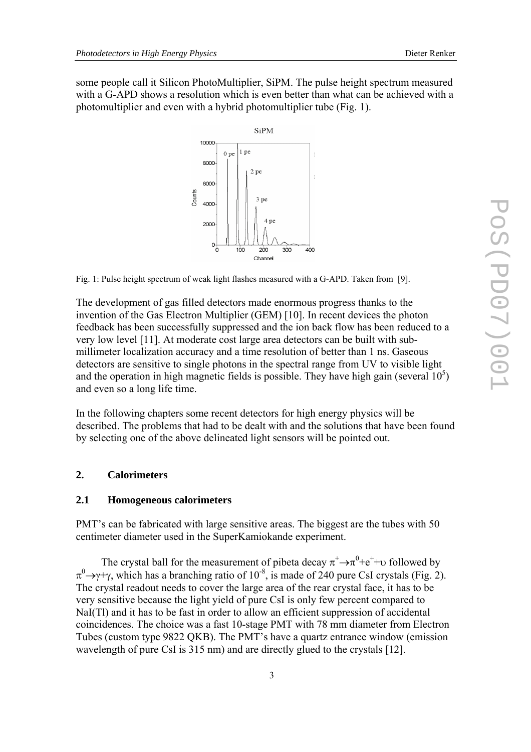some people call it Silicon PhotoMultiplier, SiPM. The pulse height spectrum measured with a G-APD shows a resolution which is even better than what can be achieved with a photomultiplier and even with a hybrid photomultiplier tube (Fig. 1).

Fig. 1: Pulse height spectrum of weak light flashes measured with a G-APD. Taken from [9].

The development of gas filled detectors made enormous progress thanks to the invention of the Gas Electron Multiplier (GEM) [10]. In recent devices the photon feedback has been successfully suppressed and the ion back flow has been reduced to a very low level [11]. At moderate cost large area detectors can be built with sub-millimeter localization accuracy and a time resolution of better than 1 ns. Gaseous detectors are sensitive to single photons in the spectral range from UV to visible light and the operation in high magnetic fields is possible. They have high gain (several $10^5$) and even so a long life time.

In the following chapters some recent detectors for high energy physics will be described. The problems that had to be dealt with and the solutions that have been found by selecting one of the above delineated light sensors will be pointed out.

## 2. Calorimeters

### 2.1 Homogeneous calorimeters

PMT's can be fabricated with large sensitive areas. The biggest are the tubes with 50 centimeter diameter used in the SuperKamiokande experiment.

The crystal ball for the measurement of pibeta decay $\pi^+ \rightarrow \pi^0 + e^+ + \upsilon$ followed by $\pi^0 \rightarrow \gamma + \gamma$, which has a branching ratio of $10^{-8}$, is made of 240 pure CsI crystals (Fig. 2). The crystal readout needs to cover the large area of the rear crystal face, it has to be very sensitive because the light yield of pure CsI is only few percent compared to NaI(Tl) and it has to be fast in order to allow an efficient suppression of accidental coincidences. The choice was a fast 10-stage PMT with 78 mm diameter from Electron Tubes (custom type 9822 QKB). The PMT's have a quartz entrance window (emission wavelength of pure CsI is 315 nm) and are directly glued to the crystals [12].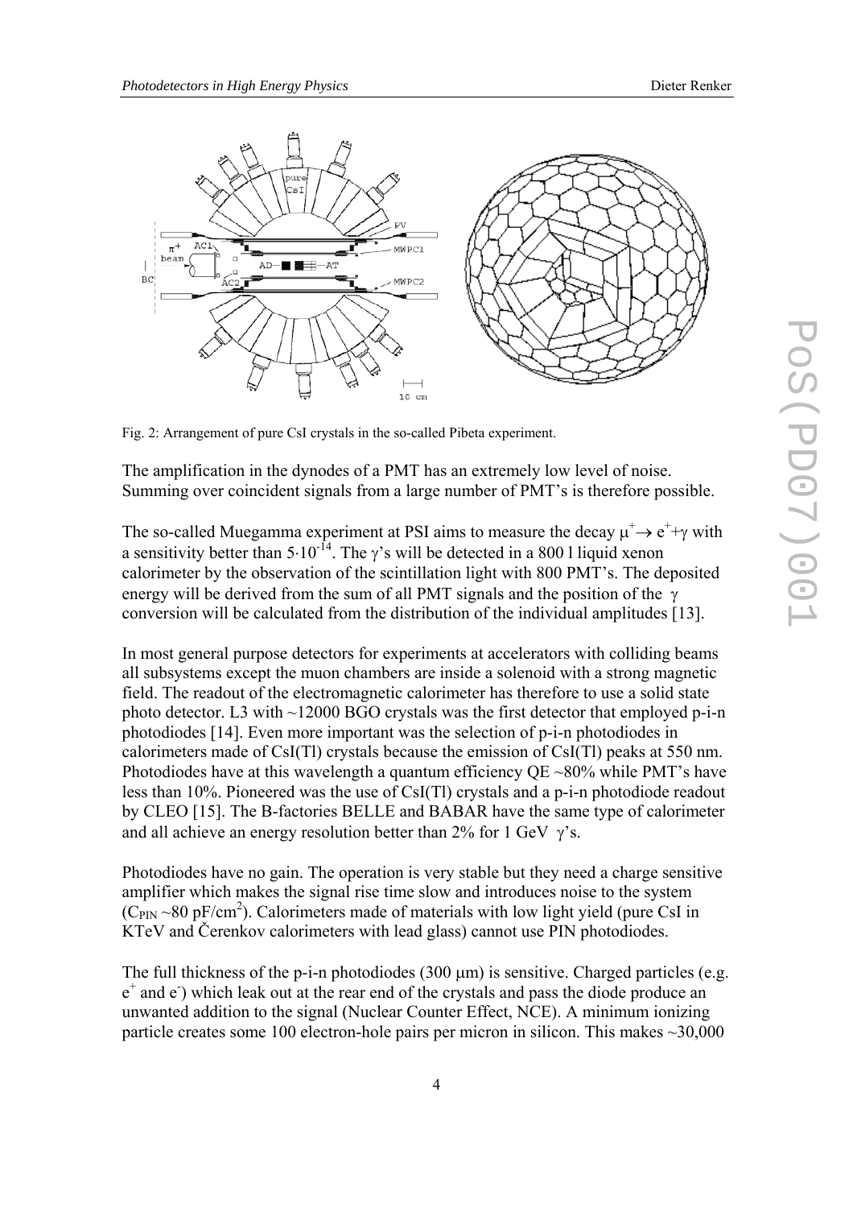Fig. 2: Arrangement of pure CsI crystals in the so-called Pibeta experiment.

The amplification in the dynodes of a PMT has an extremely low level of noise. Summing over coincident signals from a large number of PMT's is therefore possible.

The so-called Muegamma experiment at PSI aims to measure the decay $\mu^+ \rightarrow e^+ + \gamma$ with a sensitivity better than $5 \cdot 10^{-14}$. The $\gamma$'s will be detected in a 800 l liquid xenon calorimeter by the observation of the scintillation light with 800 PMT's. The deposited energy will be derived from the sum of all PMT signals and the position of the $\gamma$ conversion will be calculated from the distribution of the individual amplitudes [13].

In most general purpose detectors for experiments at accelerators with colliding beams all subsystems except the muon chambers are inside a solenoid with a strong magnetic field. The readout of the electromagnetic calorimeter has therefore to use a solid state photo detector. L3 with ~12000 BGO crystals was the first detector that employed p-i-n photodiodes [14]. Even more important was the selection of p-i-n photodiodes in calorimeters made of CsI(Tl) crystals because the emission of CsI(Tl) peaks at 550 nm. Photodiodes have at this wavelength a quantum efficiency QE ~80% while PMT's have less than 10%. Pioneered was the use of CsI(Tl) crystals and a p-i-n photodiode readout by CLEO [15]. The B-factories BELLE and BABAR have the same type of calorimeter and all achieve an energy resolution better than 2% for 1 GeV $\gamma$'s.

Photodiodes have no gain. The operation is very stable but they need a charge sensitive amplifier which makes the signal rise time slow and introduces noise to the system ($C_{PIN}$ ~80 pF/cm$^2$). Calorimeters made of materials with low light yield (pure CsI in KTeV and Čerenkov calorimeters with lead glass) cannot use PIN photodiodes.

The full thickness of the p-i-n photodiodes (300 μm) is sensitive. Charged particles (e.g. $e^+$ and $e^-$) which leak out at the rear end of the crystals and pass the diode produce an unwanted addition to the signal (Nuclear Counter Effect, NCE). A minimum ionizing particle creates some 100 electron-hole pairs per micron in silicon. This makes ~30,000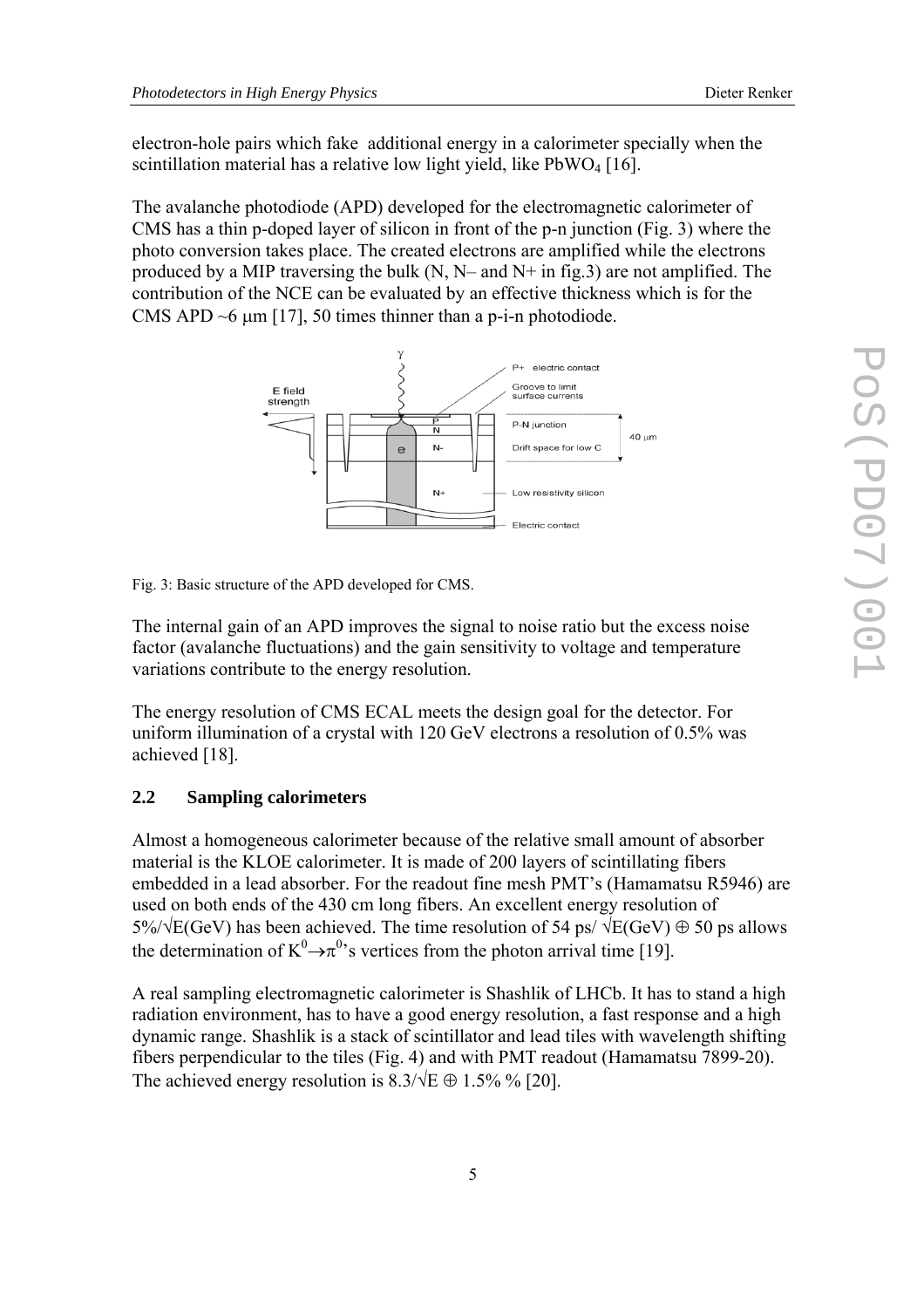electron-hole pairs which fake additional energy in a calorimeter specially when the scintillation material has a relative low light yield, like $PbWO_4$ [16].

The avalanche photodiode (APD) developed for the electromagnetic calorimeter of CMS has a thin p-doped layer of silicon in front of the p-n junction (Fig. 3) where the photo conversion takes place. The created electrons are amplified while the electrons produced by a MIP traversing the bulk (N, N– and N+ in fig.3) are not amplified. The contribution of the NCE can be evaluated by an effective thickness which is for the CMS APD ~6 μm [17], 50 times thinner than a p-i-n photodiode.

Fig. 3: Basic structure of the APD developed for CMS.

The internal gain of an APD improves the signal to noise ratio but the excess noise factor (avalanche fluctuations) and the gain sensitivity to voltage and temperature variations contribute to the energy resolution.

The energy resolution of CMS ECAL meets the design goal for the detector. For uniform illumination of a crystal with 120 GeV electrons a resolution of 0.5% was achieved [18].

### 2.2 Sampling calorimeters

Almost a homogeneous calorimeter because of the relative small amount of absorber material is the KLOE calorimeter. It is made of 200 layers of scintillating fibers embedded in a lead absorber. For the readout fine mesh PMT's (Hamamatsu R5946) are used on both ends of the 430 cm long fibers. An excellent energy resolution of $5\%/\sqrt{E(\text{GeV})}$ has been achieved. The time resolution of $54\ \text{ps}/\sqrt{E(\text{GeV})} \oplus 50\ \text{ps}$ allows the determination of $K^0 \rightarrow \pi^0$'s vertices from the photon arrival time [19].

A real sampling electromagnetic calorimeter is Shashlik of LHCb. It has to stand a high radiation environment, has to have a good energy resolution, a fast response and a high dynamic range. Shashlik is a stack of scintillator and lead tiles with wavelength shifting fibers perpendicular to the tiles (Fig. 4) and with PMT readout (Hamamatsu 7899-20). The achieved energy resolution is $8.3/\sqrt{E} \oplus 1.5\%$ % [20].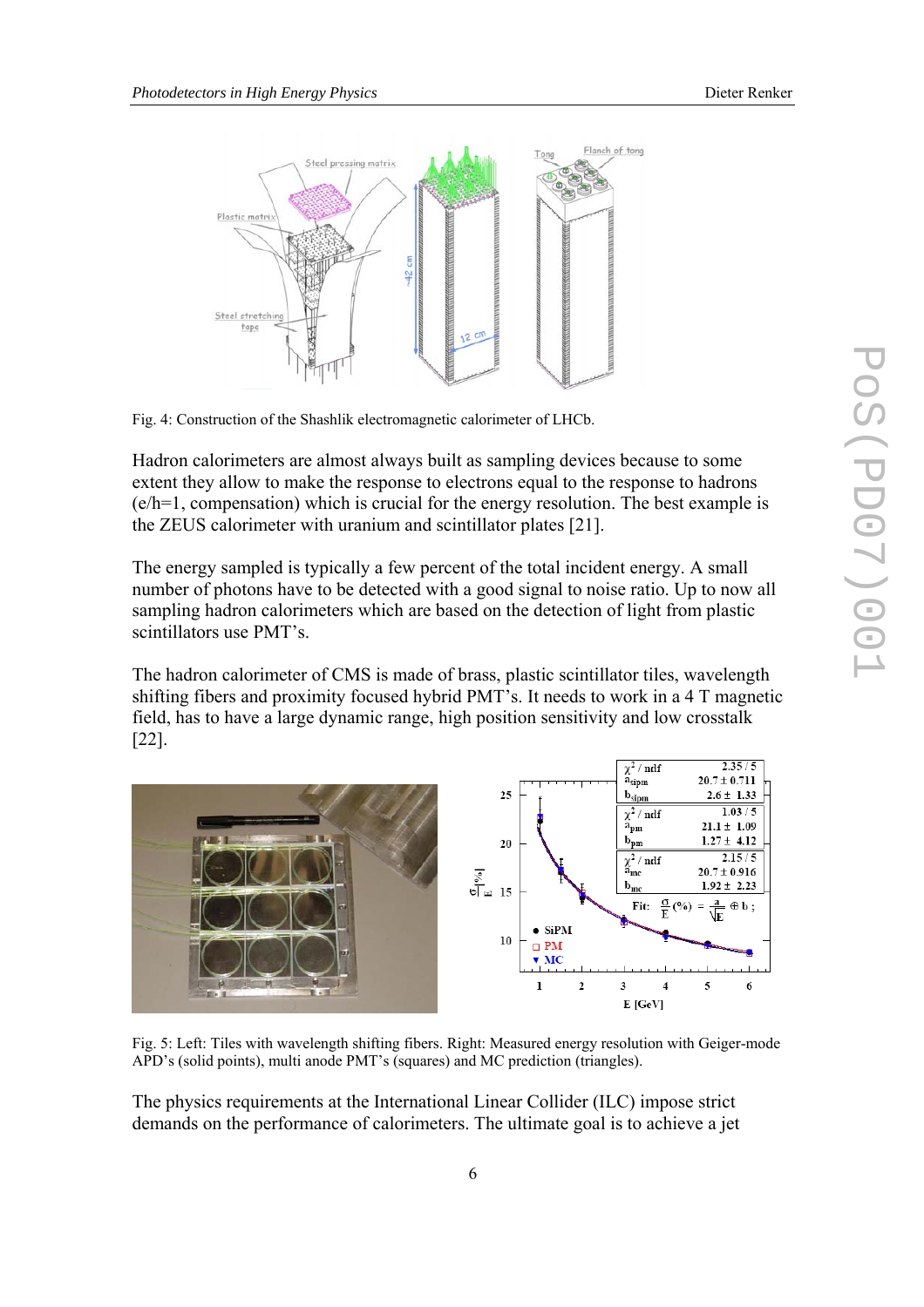Fig. 4: Construction of the Shashlik electromagnetic calorimeter of LHCb.

Hadron calorimeters are almost always built as sampling devices because to some extent they allow to make the response to electrons equal to the response to hadrons (e/h=1, compensation) which is crucial for the energy resolution. The best example is the ZEUS calorimeter with uranium and scintillator plates [21].

The energy sampled is typically a few percent of the total incident energy. A small number of photons have to be detected with a good signal to noise ratio. Up to now all sampling hadron calorimeters which are based on the detection of light from plastic scintillators use PMT's.

The hadron calorimeter of CMS is made of brass, plastic scintillator tiles, wavelength shifting fibers and proximity focused hybrid PMT's. It needs to work in a 4 T magnetic field, has to have a large dynamic range, high position sensitivity and low crosstalk [22].

Fig. 5: Left: Tiles with wavelength shifting fibers. Right: Measured energy resolution with Geiger-mode APD's (solid points), multi anode PMT's (squares) and MC prediction (triangles).

The physics requirements at the International Linear Collider (ILC) impose strict demands on the performance of calorimeters. The ultimate goal is to achieve a jet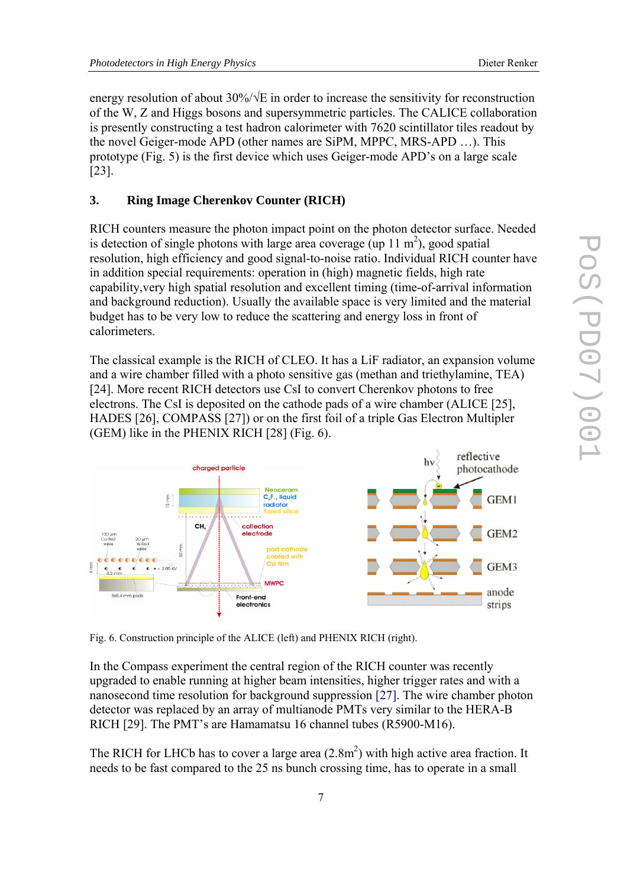energy resolution of about 30%/√E in order to increase the sensitivity for reconstruction of the W, Z and Higgs bosons and supersymmetric particles. The CALICE collaboration is presently constructing a test hadron calorimeter with 7620 scintillator tiles readout by the novel Geiger-mode APD (other names are SiPM, MPPC, MRS-APD …). This prototype (Fig. 5) is the first device which uses Geiger-mode APD's on a large scale [23].

## 3. Ring Image Cherenkov Counter (RICH)

RICH counters measure the photon impact point on the photon detector surface. Needed is detection of single photons with large area coverage (up 11 $m^2$), good spatial resolution, high efficiency and good signal-to-noise ratio. Individual RICH counter have in addition special requirements: operation in (high) magnetic fields, high rate capability,very high spatial resolution and excellent timing (time-of-arrival information and background reduction). Usually the available space is very limited and the material budget has to be very low to reduce the scattering and energy loss in front of calorimeters.

The classical example is the RICH of CLEO. It has a LiF radiator, an expansion volume and a wire chamber filled with a photo sensitive gas (methan and triethylamine, TEA) [24]. More recent RICH detectors use CsI to convert Cherenkov photons to free electrons. The CsI is deposited on the cathode pads of a wire chamber (ALICE [25], HADES [26], COMPASS [27]) or on the first foil of a triple Gas Electron Multipler (GEM) like in the PHENIX RICH [28] (Fig. 6).

Fig. 6. Construction principle of the ALICE (left) and PHENIX RICH (right).

In the Compass experiment the central region of the RICH counter was recently upgraded to enable running at higher beam intensities, higher trigger rates and with a nanosecond time resolution for background suppression [27]. The wire chamber photon detector was replaced by an array of multianode PMTs very similar to the HERA-B RICH [29]. The PMT's are Hamamatsu 16 channel tubes (R5900-M16).

The RICH for LHCb has to cover a large area (2.8$m^2$) with high active area fraction. It needs to be fast compared to the 25 ns bunch crossing time, has to operate in a small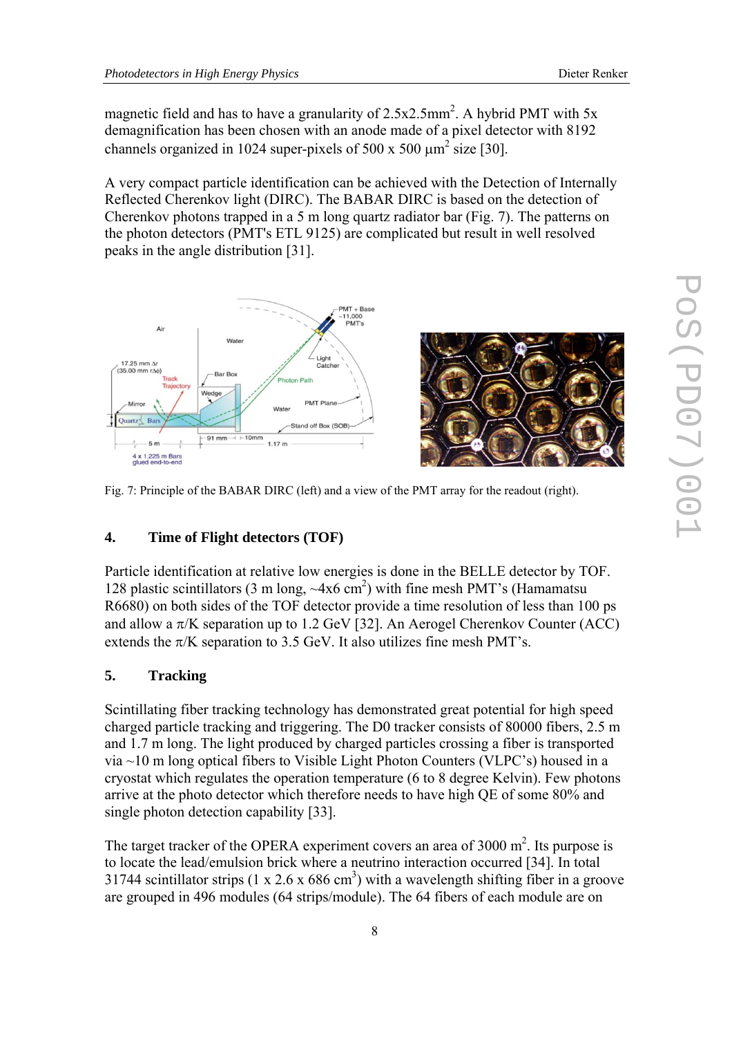magnetic field and has to have a granularity of 2.5x2.5mm$^2$. A hybrid PMT with 5x demagnification has been chosen with an anode made of a pixel detector with 8192 channels organized in 1024 super-pixels of 500 x 500 $\mu$m$^2$ size [30].

A very compact particle identification can be achieved with the Detection of Internally Reflected Cherenkov light (DIRC). The BABAR DIRC is based on the detection of Cherenkov photons trapped in a 5 m long quartz radiator bar (Fig. 7). The patterns on the photon detectors (PMT's ETL 9125) are complicated but result in well resolved peaks in the angle distribution [31].

Fig. 7: Principle of the BABAR DIRC (left) and a view of the PMT array for the readout (right).

## 4. Time of Flight detectors (TOF)

Particle identification at relative low energies is done in the BELLE detector by TOF. 128 plastic scintillators (3 m long, ~4x6 cm$^2$) with fine mesh PMT's (Hamamatsu R6680) on both sides of the TOF detector provide a time resolution of less than 100 ps and allow a $\pi$/K separation up to 1.2 GeV [32]. An Aerogel Cherenkov Counter (ACC) extends the $\pi$/K separation to 3.5 GeV. It also utilizes fine mesh PMT's.

## 5. Tracking

Scintillating fiber tracking technology has demonstrated great potential for high speed charged particle tracking and triggering. The D0 tracker consists of 80000 fibers, 2.5 m and 1.7 m long. The light produced by charged particles crossing a fiber is transported via ~10 m long optical fibers to Visible Light Photon Counters (VLPC's) housed in a cryostat which regulates the operation temperature (6 to 8 degree Kelvin). Few photons arrive at the photo detector which therefore needs to have high QE of some 80% and single photon detection capability [33].

The target tracker of the OPERA experiment covers an area of 3000 m$^2$. Its purpose is to locate the lead/emulsion brick where a neutrino interaction occurred [34]. In total 31744 scintillator strips (1 x 2.6 x 686 cm$^3$) with a wavelength shifting fiber in a groove are grouped in 496 modules (64 strips/module). The 64 fibers of each module are on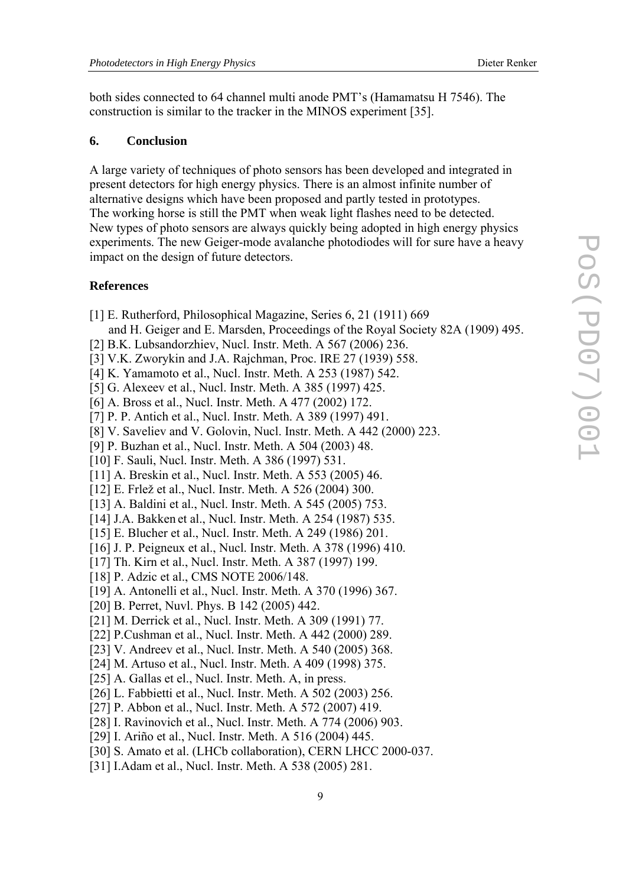both sides connected to 64 channel multi anode PMT's (Hamamatsu H 7546). The construction is similar to the tracker in the MINOS experiment [35].

## 6. Conclusion

A large variety of techniques of photo sensors has been developed and integrated in present detectors for high energy physics. There is an almost infinite number of alternative designs which have been proposed and partly tested in prototypes. The working horse is still the PMT when weak light flashes need to be detected. New types of photo sensors are always quickly being adopted in high energy physics experiments. The new Geiger-mode avalanche photodiodes will for sure have a heavy impact on the design of future detectors.

## References

[1] E. Rutherford, Philosophical Magazine, Series 6, 21 (1911) 669 and H. Geiger and E. Marsden, Proceedings of the Royal Society 82A (1909) 495.
[2] B.K. Lubsandorzhiev, Nucl. Instr. Meth. A 567 (2006) 236.
[3] V.K. Zworykin and J.A. Rajchman, Proc. IRE 27 (1939) 558.
[4] K. Yamamoto et al., Nucl. Instr. Meth. A 253 (1987) 542.
[5] G. Alexeev et al., Nucl. Instr. Meth. A 385 (1997) 425.
[6] A. Bross et al., Nucl. Instr. Meth. A 477 (2002) 172.
[7] P. P. Antich et al., Nucl. Instr. Meth. A 389 (1997) 491.
[8] V. Saveliev and V. Golovin, Nucl. Instr. Meth. A 442 (2000) 223.
[9] P. Buzhan et al., Nucl. Instr. Meth. A 504 (2003) 48.
[10] F. Sauli, Nucl. Instr. Meth. A 386 (1997) 531.
[11] A. Breskin et al., Nucl. Instr. Meth. A 553 (2005) 46.
[12] E. Frlež et al., Nucl. Instr. Meth. A 526 (2004) 300.
[13] A. Baldini et al., Nucl. Instr. Meth. A 545 (2005) 753.
[14] J.A. Bakken et al., Nucl. Instr. Meth. A 254 (1987) 535.
[15] E. Blucher et al., Nucl. Instr. Meth. A 249 (1986) 201.
[16] J. P. Peigneux et al., Nucl. Instr. Meth. A 378 (1996) 410.
[17] Th. Kirn et al., Nucl. Instr. Meth. A 387 (1997) 199.
[18] P. Adzic et al., CMS NOTE 2006/148.
[19] A. Antonelli et al., Nucl. Instr. Meth. A 370 (1996) 367.
[20] B. Perret, Nuvl. Phys. B 142 (2005) 442.
[21] M. Derrick et al., Nucl. Instr. Meth. A 309 (1991) 77.
[22] P.Cushman et al., Nucl. Instr. Meth. A 442 (2000) 289.
[23] V. Andreev et al., Nucl. Instr. Meth. A 540 (2005) 368.
[24] M. Artuso et al., Nucl. Instr. Meth. A 409 (1998) 375.
[25] A. Gallas et el., Nucl. Instr. Meth. A, in press.
[26] L. Fabbietti et al., Nucl. Instr. Meth. A 502 (2003) 256.
[27] P. Abbon et al., Nucl. Instr. Meth. A 572 (2007) 419.
[28] I. Ravinovich et al., Nucl. Instr. Meth. A 774 (2006) 903.
[29] I. Ariño et al., Nucl. Instr. Meth. A 516 (2004) 445.
[30] S. Amato et al. (LHCb collaboration), CERN LHCC 2000-037.
[31] I.Adam et al., Nucl. Instr. Meth. A 538 (2005) 281.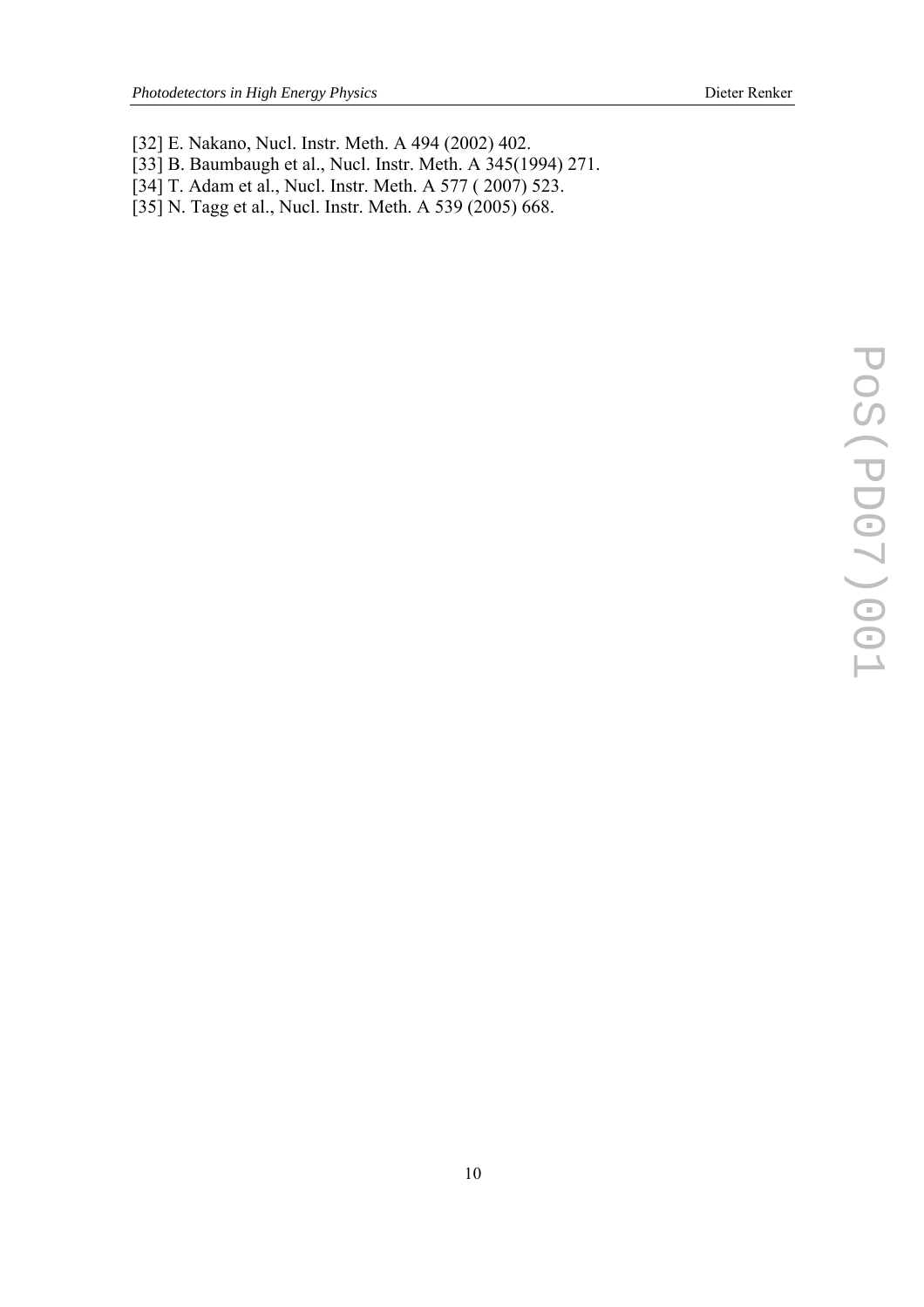[32] E. Nakano, Nucl. Instr. Meth. A 494 (2002) 402.
[33] B. Baumbaugh et al., Nucl. Instr. Meth. A 345(1994) 271.
[34] T. Adam et al., Nucl. Instr. Meth. A 577 ( 2007) 523.
[35] N. Tagg et al., Nucl. Instr. Meth. A 539 (2005) 668.